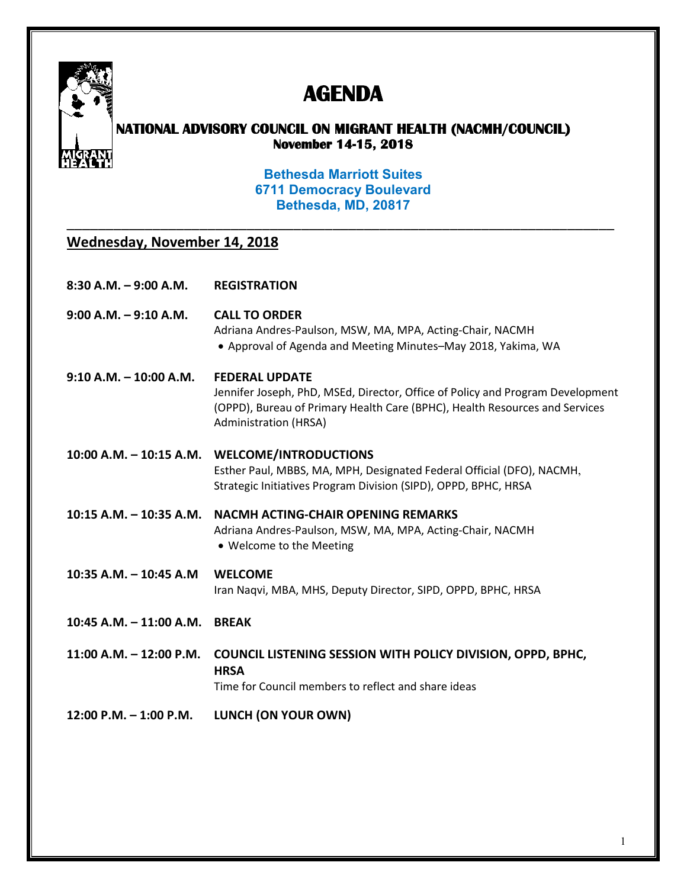# AGENDA

## NATIONAL ADVISORY COUNCIL ON MIGRANT HEALTH (NACMH/COUNCIL)

**November 14-15, 2018**

**Bethesda Marriott Suites**
**6711 Democracy Boulevard**
**Bethesda, MD, 20817**

---

## Wednesday, November 14, 2018

**8:30 A.M. – 9:00 A.M.** **REGISTRATION**

**9:00 A.M. – 9:10 A.M.** **CALL TO ORDER**
Adriana Andres-Paulson, MSW, MA, MPA, Acting-Chair, NACMH
- Approval of Agenda and Meeting Minutes–May 2018, Yakima, WA

**9:10 A.M. – 10:00 A.M.** **FEDERAL UPDATE**
Jennifer Joseph, PhD, MSEd, Director, Office of Policy and Program Development (OPPD), Bureau of Primary Health Care (BPHC), Health Resources and Services Administration (HRSA)

**10:00 A.M. – 10:15 A.M.** **WELCOME/INTRODUCTIONS**
Esther Paul, MBBS, MA, MPH, Designated Federal Official (DFO), NACMH, Strategic Initiatives Program Division (SIPD), OPPD, BPHC, HRSA

**10:15 A.M. – 10:35 A.M.** **NACMH ACTING-CHAIR OPENING REMARKS**
Adriana Andres-Paulson, MSW, MA, MPA, Acting-Chair, NACMH
- Welcome to the Meeting

**10:35 A.M. – 10:45 A.M** **WELCOME**
Iran Naqvi, MBA, MHS, Deputy Director, SIPD, OPPD, BPHC, HRSA

**10:45 A.M. – 11:00 A.M.** **BREAK**

**11:00 A.M. – 12:00 P.M.** **COUNCIL LISTENING SESSION WITH POLICY DIVISION, OPPD, BPHC, HRSA**
Time for Council members to reflect and share ideas

**12:00 P.M. – 1:00 P.M.** **LUNCH (ON YOUR OWN)**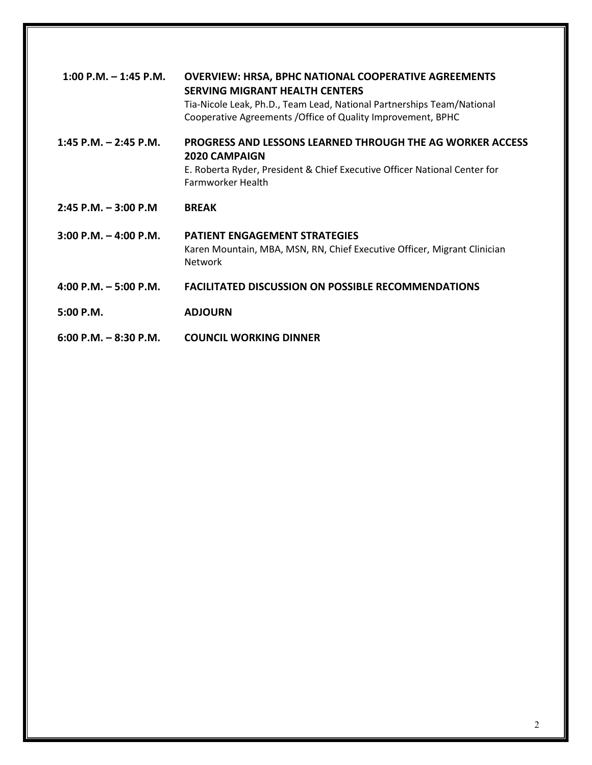**1:00 P.M. – 1:45 P.M.** **OVERVIEW: HRSA, BPHC NATIONAL COOPERATIVE AGREEMENTS SERVING MIGRANT HEALTH CENTERS**
Tia-Nicole Leak, Ph.D., Team Lead, National Partnerships Team/National Cooperative Agreements /Office of Quality Improvement, BPHC

**1:45 P.M. – 2:45 P.M.** **PROGRESS AND LESSONS LEARNED THROUGH THE AG WORKER ACCESS 2020 CAMPAIGN**
E. Roberta Ryder, President & Chief Executive Officer National Center for Farmworker Health

**2:45 P.M. – 3:00 P.M** **BREAK**

**3:00 P.M. – 4:00 P.M.** **PATIENT ENGAGEMENT STRATEGIES**
Karen Mountain, MBA, MSN, RN, Chief Executive Officer, Migrant Clinician Network

**4:00 P.M. – 5:00 P.M.** **FACILITATED DISCUSSION ON POSSIBLE RECOMMENDATIONS**

**5:00 P.M.** **ADJOURN**

**6:00 P.M. – 8:30 P.M.** **COUNCIL WORKING DINNER**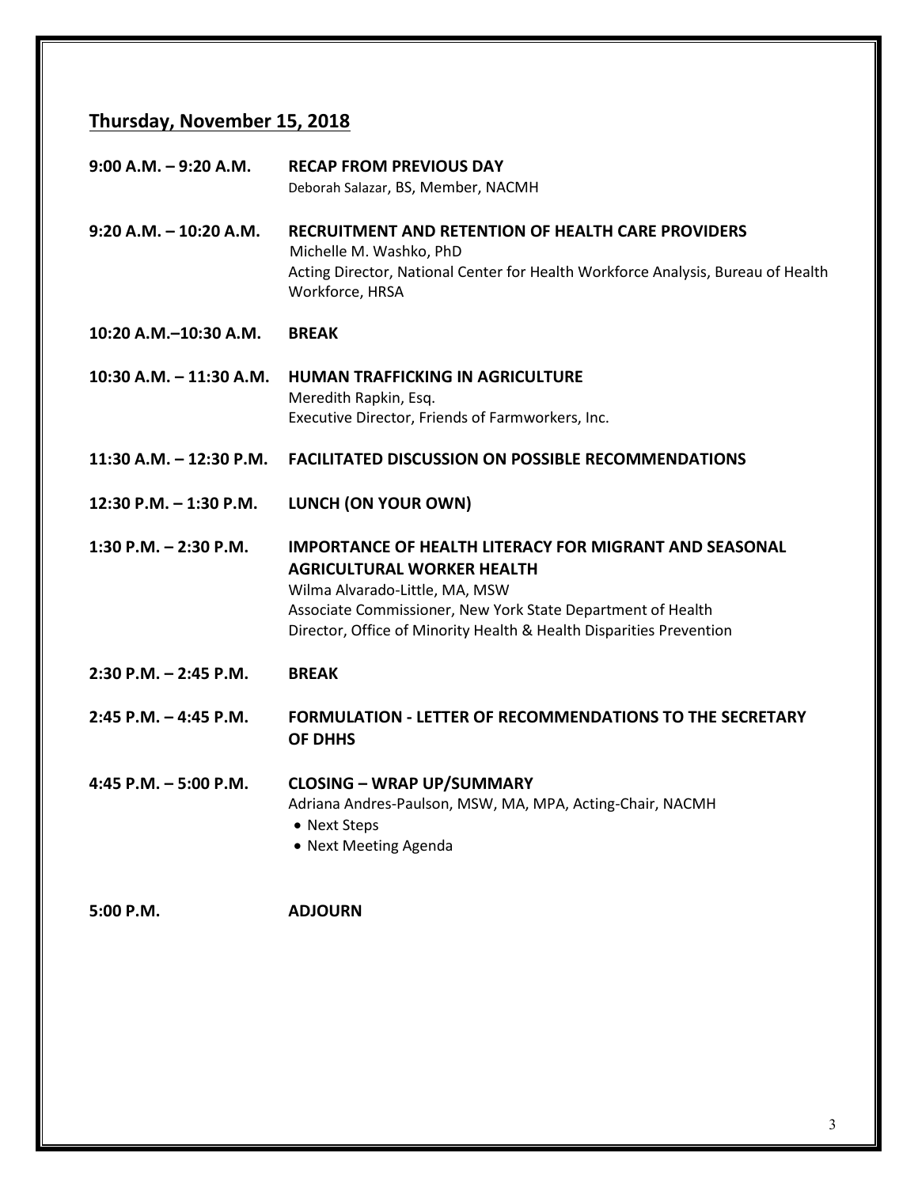## Thursday, November 15, 2018

| | |
|---|---|
| **9:00 A.M. – 9:20 A.M.** | **RECAP FROM PREVIOUS DAY**<br>Deborah Salazar, BS, Member, NACMH |
| **9:20 A.M. – 10:20 A.M.** | **RECRUITMENT AND RETENTION OF HEALTH CARE PROVIDERS**<br>Michelle M. Washko, PhD<br>Acting Director, National Center for Health Workforce Analysis, Bureau of Health Workforce, HRSA |
| **10:20 A.M.–10:30 A.M.** | **BREAK** |
| **10:30 A.M. – 11:30 A.M.** | **HUMAN TRAFFICKING IN AGRICULTURE**<br>Meredith Rapkin, Esq.<br>Executive Director, Friends of Farmworkers, Inc. |
| **11:30 A.M. – 12:30 P.M.** | **FACILITATED DISCUSSION ON POSSIBLE RECOMMENDATIONS** |
| **12:30 P.M. – 1:30 P.M.** | **LUNCH (ON YOUR OWN)** |
| **1:30 P.M. – 2:30 P.M.** | **IMPORTANCE OF HEALTH LITERACY FOR MIGRANT AND SEASONAL AGRICULTURAL WORKER HEALTH**<br>Wilma Alvarado-Little, MA, MSW<br>Associate Commissioner, New York State Department of Health<br>Director, Office of Minority Health & Health Disparities Prevention |
| **2:30 P.M. – 2:45 P.M.** | **BREAK** |
| **2:45 P.M. – 4:45 P.M.** | **FORMULATION - LETTER OF RECOMMENDATIONS TO THE SECRETARY OF DHHS** |
| **4:45 P.M. – 5:00 P.M.** | **CLOSING – WRAP UP/SUMMARY**<br>Adriana Andres-Paulson, MSW, MA, MPA, Acting-Chair, NACMH<br>• Next Steps<br>• Next Meeting Agenda |
| **5:00 P.M.** | **ADJOURN** |